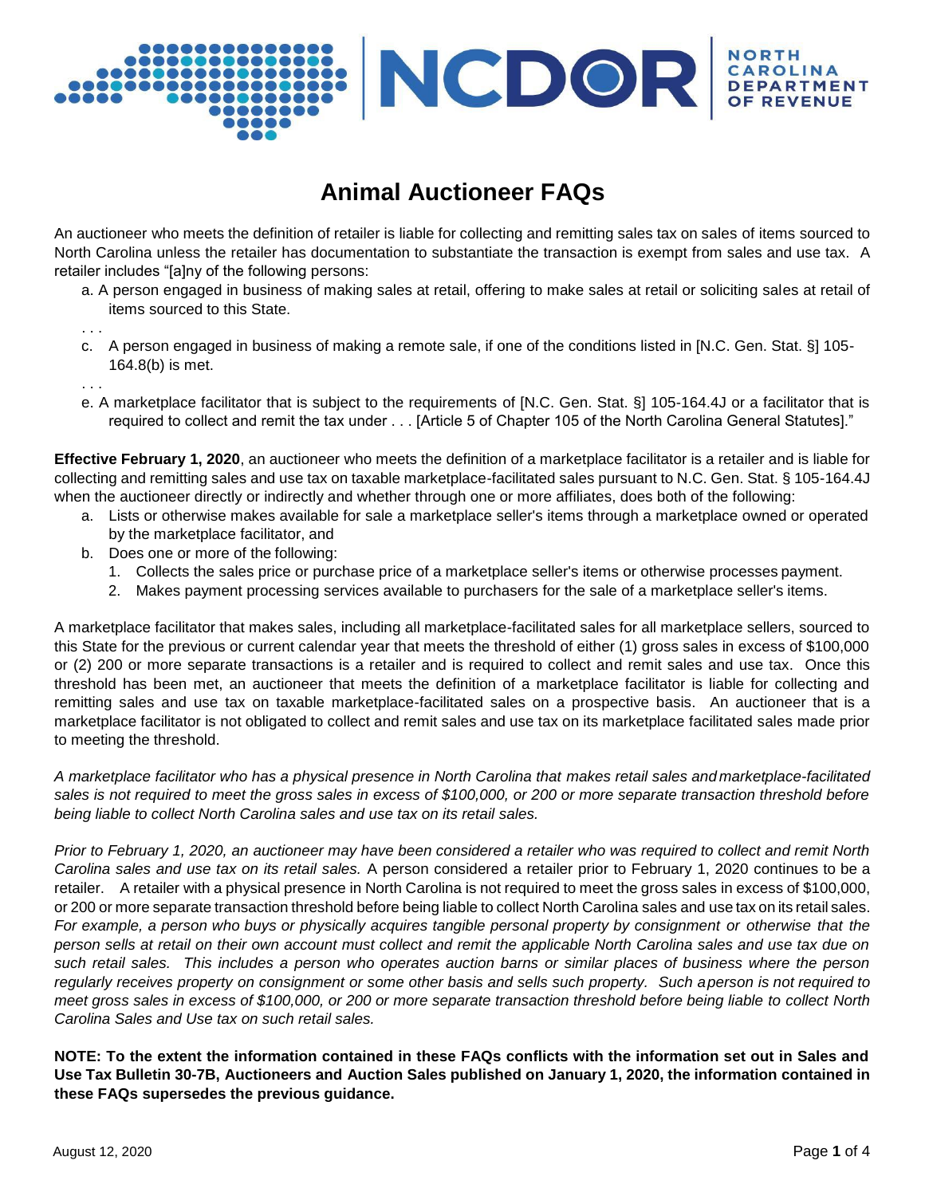# Animal Auctioneer FAQs

An auctioneer who meets the definition of retailer is liable for collecting and remitting sales tax on sales of items sourced to North Carolina unless the retailer has documentation to substantiate the transaction is exempt from sales and use tax. A retailer includes "[a]ny of the following persons:

a. A person engaged in business of making sales at retail, offering to make sales at retail or soliciting sales at retail of items sourced to this State.

. . .

c. A person engaged in business of making a remote sale, if one of the conditions listed in [N.C. Gen. Stat. §] 105-164.8(b) is met.

. . .

e. A marketplace facilitator that is subject to the requirements of [N.C. Gen. Stat. §] 105-164.4J or a facilitator that is required to collect and remit the tax under . . . [Article 5 of Chapter 105 of the North Carolina General Statutes]."

**Effective February 1, 2020**, an auctioneer who meets the definition of a marketplace facilitator is a retailer and is liable for collecting and remitting sales and use tax on taxable marketplace-facilitated sales pursuant to N.C. Gen. Stat. § 105-164.4J when the auctioneer directly or indirectly and whether through one or more affiliates, does both of the following:

a. Lists or otherwise makes available for sale a marketplace seller's items through a marketplace owned or operated by the marketplace facilitator, and
b. Does one or more of the following:
    1. Collects the sales price or purchase price of a marketplace seller's items or otherwise processes payment.
    2. Makes payment processing services available to purchasers for the sale of a marketplace seller's items.

A marketplace facilitator that makes sales, including all marketplace-facilitated sales for all marketplace sellers, sourced to this State for the previous or current calendar year that meets the threshold of either (1) gross sales in excess of $100,000 or (2) 200 or more separate transactions is a retailer and is required to collect and remit sales and use tax. Once this threshold has been met, an auctioneer that meets the definition of a marketplace facilitator is liable for collecting and remitting sales and use tax on taxable marketplace-facilitated sales on a prospective basis. An auctioneer that is a marketplace facilitator is not obligated to collect and remit sales and use tax on its marketplace facilitated sales made prior to meeting the threshold.

*A marketplace facilitator who has a physical presence in North Carolina that makes retail sales and marketplace-facilitated sales is not required to meet the gross sales in excess of $100,000, or 200 or more separate transaction threshold before being liable to collect North Carolina sales and use tax on its retail sales.*

*Prior to February 1, 2020, an auctioneer may have been considered a retailer who was required to collect and remit North Carolina sales and use tax on its retail sales.* A person considered a retailer prior to February 1, 2020 continues to be a retailer. A retailer with a physical presence in North Carolina is not required to meet the gross sales in excess of $100,000, or 200 or more separate transaction threshold before being liable to collect North Carolina sales and use tax on its retail sales. *For example, a person who buys or physically acquires tangible personal property by consignment or otherwise that the person sells at retail on their own account must collect and remit the applicable North Carolina sales and use tax due on such retail sales. This includes a person who operates auction barns or similar places of business where the person regularly receives property on consignment or some other basis and sells such property. Such a person is not required to meet gross sales in excess of $100,000, or 200 or more separate transaction threshold before being liable to collect North Carolina Sales and Use tax on such retail sales.*

**NOTE: To the extent the information contained in these FAQs conflicts with the information set out in Sales and Use Tax Bulletin 30-7B, Auctioneers and Auction Sales published on January 1, 2020, the information contained in these FAQs supersedes the previous guidance.**

August 12, 2020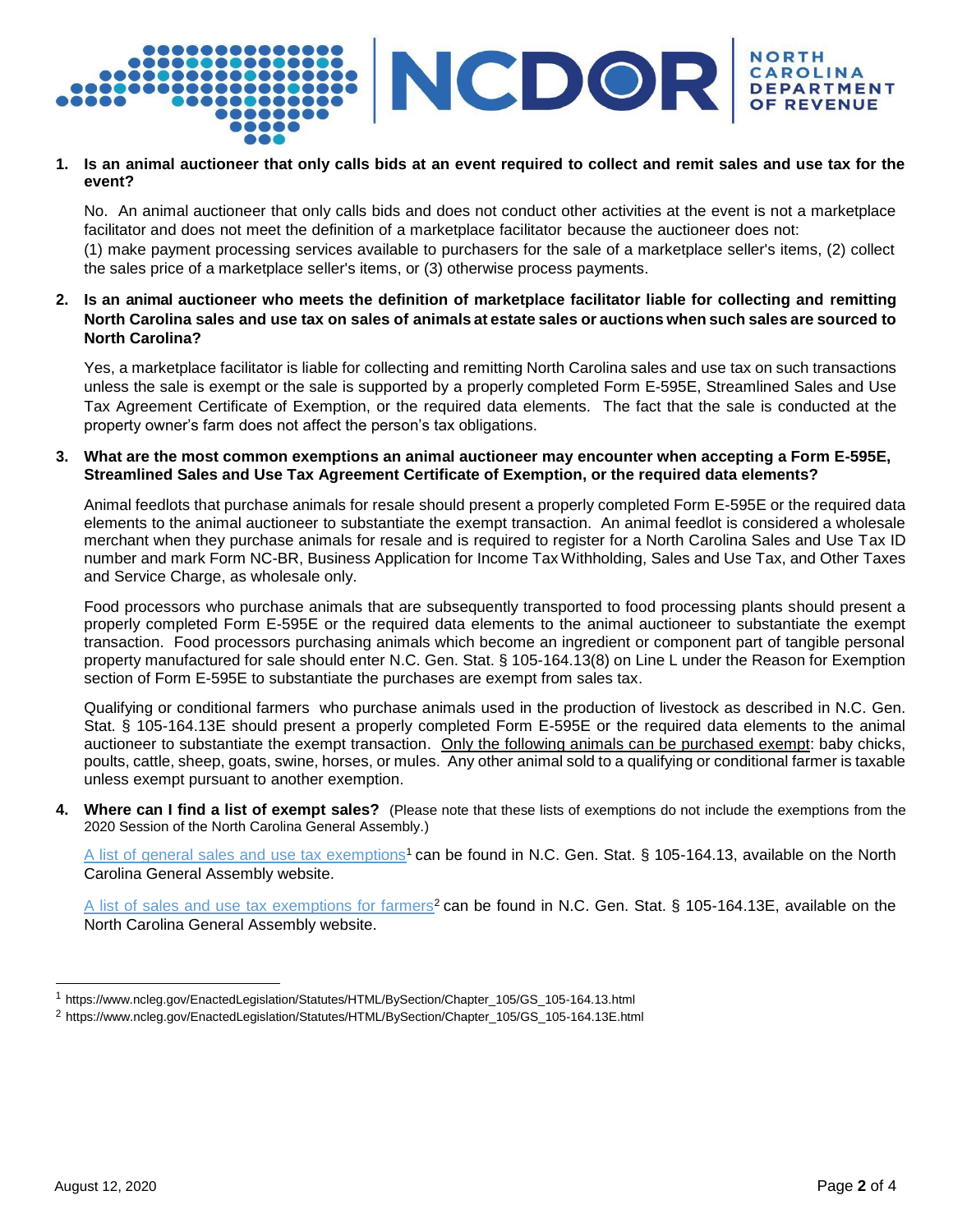1. **Is an animal auctioneer that only calls bids at an event required to collect and remit sales and use tax for the event?**

   No. An animal auctioneer that only calls bids and does not conduct other activities at the event is not a marketplace facilitator and does not meet the definition of a marketplace facilitator because the auctioneer does not: (1) make payment processing services available to purchasers for the sale of a marketplace seller's items, (2) collect the sales price of a marketplace seller's items, or (3) otherwise process payments.

2. **Is an animal auctioneer who meets the definition of marketplace facilitator liable for collecting and remitting North Carolina sales and use tax on sales of animals at estate sales or auctions when such sales are sourced to North Carolina?**

   Yes, a marketplace facilitator is liable for collecting and remitting North Carolina sales and use tax on such transactions unless the sale is exempt or the sale is supported by a properly completed Form E-595E, Streamlined Sales and Use Tax Agreement Certificate of Exemption, or the required data elements. The fact that the sale is conducted at the property owner's farm does not affect the person's tax obligations.

3. **What are the most common exemptions an animal auctioneer may encounter when accepting a Form E-595E, Streamlined Sales and Use Tax Agreement Certificate of Exemption, or the required data elements?**

   Animal feedlots that purchase animals for resale should present a properly completed Form E-595E or the required data elements to the animal auctioneer to substantiate the exempt transaction. An animal feedlot is considered a wholesale merchant when they purchase animals for resale and is required to register for a North Carolina Sales and Use Tax ID number and mark Form NC-BR, Business Application for Income Tax Withholding, Sales and Use Tax, and Other Taxes and Service Charge, as wholesale only.

   Food processors who purchase animals that are subsequently transported to food processing plants should present a properly completed Form E-595E or the required data elements to the animal auctioneer to substantiate the exempt transaction. Food processors purchasing animals which become an ingredient or component part of tangible personal property manufactured for sale should enter N.C. Gen. Stat. § 105-164.13(8) on Line L under the Reason for Exemption section of Form E-595E to substantiate the purchases are exempt from sales tax.

   Qualifying or conditional farmers who purchase animals used in the production of livestock as described in N.C. Gen. Stat. § 105-164.13E should present a properly completed Form E-595E or the required data elements to the animal auctioneer to substantiate the exempt transaction. <u>Only the following animals can be purchased exempt</u>: baby chicks, poults, cattle, sheep, goats, swine, horses, or mules. Any other animal sold to a qualifying or conditional farmer is taxable unless exempt pursuant to another exemption.

4. **Where can I find a list of exempt sales?** (Please note that these lists of exemptions do not include the exemptions from the 2020 Session of the North Carolina General Assembly.)

   A list of general sales and use tax exemptions[1] can be found in N.C. Gen. Stat. § 105-164.13, available on the North Carolina General Assembly website.

   A list of sales and use tax exemptions for farmers[2] can be found in N.C. Gen. Stat. § 105-164.13E, available on the North Carolina General Assembly website.

---

[1] https://www.ncleg.gov/EnactedLegislation/Statutes/HTML/BySection/Chapter_105/GS_105-164.13.html

[2] https://www.ncleg.gov/EnactedLegislation/Statutes/HTML/BySection/Chapter_105/GS_105-164.13E.html

August 12, 2020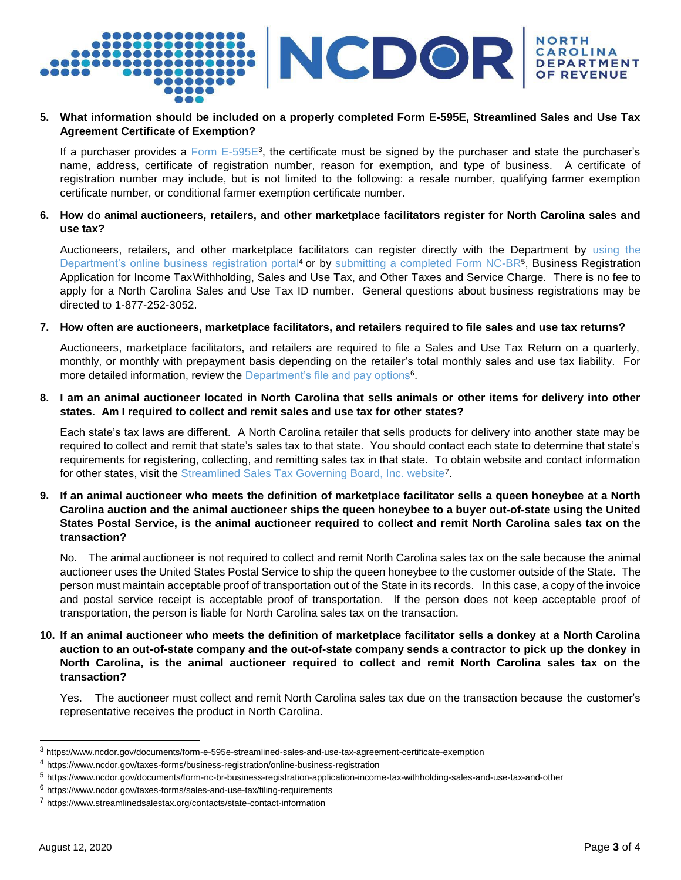**5. What information should be included on a properly completed Form E-595E, Streamlined Sales and Use Tax Agreement Certificate of Exemption?**

If a purchaser provides a Form E-595E[3], the certificate must be signed by the purchaser and state the purchaser's name, address, certificate of registration number, reason for exemption, and type of business. A certificate of registration number may include, but is not limited to the following: a resale number, qualifying farmer exemption certificate number, or conditional farmer exemption certificate number.

**6. How do animal auctioneers, retailers, and other marketplace facilitators register for North Carolina sales and use tax?**

Auctioneers, retailers, and other marketplace facilitators can register directly with the Department by using the Department's online business registration portal[4] or by submitting a completed Form NC-BR[5], Business Registration Application for Income Tax Withholding, Sales and Use Tax, and Other Taxes and Service Charge. There is no fee to apply for a North Carolina Sales and Use Tax ID number. General questions about business registrations may be directed to 1-877-252-3052.

**7. How often are auctioneers, marketplace facilitators, and retailers required to file sales and use tax returns?**

Auctioneers, marketplace facilitators, and retailers are required to file a Sales and Use Tax Return on a quarterly, monthly, or monthly with prepayment basis depending on the retailer's total monthly sales and use tax liability. For more detailed information, review the Department's file and pay options[6].

**8. I am an animal auctioneer located in North Carolina that sells animals or other items for delivery into other states. Am I required to collect and remit sales and use tax for other states?**

Each state's tax laws are different. A North Carolina retailer that sells products for delivery into another state may be required to collect and remit that state's sales tax to that state. You should contact each state to determine that state's requirements for registering, collecting, and remitting sales tax in that state. To obtain website and contact information for other states, visit the Streamlined Sales Tax Governing Board, Inc. website[7].

**9. If an animal auctioneer who meets the definition of marketplace facilitator sells a queen honeybee at a North Carolina auction and the animal auctioneer ships the queen honeybee to a buyer out-of-state using the United States Postal Service, is the animal auctioneer required to collect and remit North Carolina sales tax on the transaction?**

No. The animal auctioneer is not required to collect and remit North Carolina sales tax on the sale because the animal auctioneer uses the United States Postal Service to ship the queen honeybee to the customer outside of the State. The person must maintain acceptable proof of transportation out of the State in its records. In this case, a copy of the invoice and postal service receipt is acceptable proof of transportation. If the person does not keep acceptable proof of transportation, the person is liable for North Carolina sales tax on the transaction.

**10. If an animal auctioneer who meets the definition of marketplace facilitator sells a donkey at a North Carolina auction to an out-of-state company and the out-of-state company sends a contractor to pick up the donkey in North Carolina, is the animal auctioneer required to collect and remit North Carolina sales tax on the transaction?**

Yes. The auctioneer must collect and remit North Carolina sales tax due on the transaction because the customer's representative receives the product in North Carolina.

---

[3] https://www.ncdor.gov/documents/form-e-595e-streamlined-sales-and-use-tax-agreement-certificate-exemption

[4] https://www.ncdor.gov/taxes-forms/business-registration/online-business-registration

[5] https://www.ncdor.gov/documents/form-nc-br-business-registration-application-income-tax-withholding-sales-and-use-tax-and-other

[6] https://www.ncdor.gov/taxes-forms/sales-and-use-tax/filing-requirements

[7] https://www.streamlinedsalestax.org/contacts/state-contact-information

August 12, 2020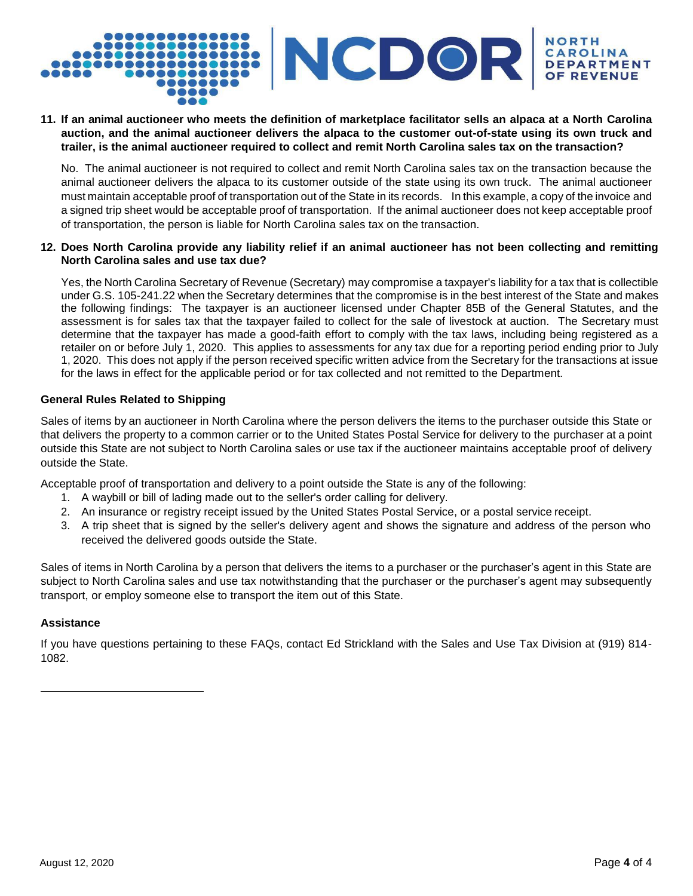**11. If an animal auctioneer who meets the definition of marketplace facilitator sells an alpaca at a North Carolina auction, and the animal auctioneer delivers the alpaca to the customer out-of-state using its own truck and trailer, is the animal auctioneer required to collect and remit North Carolina sales tax on the transaction?**

No. The animal auctioneer is not required to collect and remit North Carolina sales tax on the transaction because the animal auctioneer delivers the alpaca to its customer outside of the state using its own truck. The animal auctioneer must maintain acceptable proof of transportation out of the State in its records. In this example, a copy of the invoice and a signed trip sheet would be acceptable proof of transportation. If the animal auctioneer does not keep acceptable proof of transportation, the person is liable for North Carolina sales tax on the transaction.

**12. Does North Carolina provide any liability relief if an animal auctioneer has not been collecting and remitting North Carolina sales and use tax due?**

Yes, the North Carolina Secretary of Revenue (Secretary) may compromise a taxpayer's liability for a tax that is collectible under G.S. 105-241.22 when the Secretary determines that the compromise is in the best interest of the State and makes the following findings: The taxpayer is an auctioneer licensed under Chapter 85B of the General Statutes, and the assessment is for sales tax that the taxpayer failed to collect for the sale of livestock at auction. The Secretary must determine that the taxpayer has made a good-faith effort to comply with the tax laws, including being registered as a retailer on or before July 1, 2020. This applies to assessments for any tax due for a reporting period ending prior to July 1, 2020. This does not apply if the person received specific written advice from the Secretary for the transactions at issue for the laws in effect for the applicable period or for tax collected and not remitted to the Department.

### General Rules Related to Shipping

Sales of items by an auctioneer in North Carolina where the person delivers the items to the purchaser outside this State or that delivers the property to a common carrier or to the United States Postal Service for delivery to the purchaser at a point outside this State are not subject to North Carolina sales or use tax if the auctioneer maintains acceptable proof of delivery outside the State.

Acceptable proof of transportation and delivery to a point outside the State is any of the following:

1. A waybill or bill of lading made out to the seller's order calling for delivery.
2. An insurance or registry receipt issued by the United States Postal Service, or a postal service receipt.
3. A trip sheet that is signed by the seller's delivery agent and shows the signature and address of the person who received the delivered goods outside the State.

Sales of items in North Carolina by a person that delivers the items to a purchaser or the purchaser's agent in this State are subject to North Carolina sales and use tax notwithstanding that the purchaser or the purchaser's agent may subsequently transport, or employ someone else to transport the item out of this State.

### Assistance

If you have questions pertaining to these FAQs, contact Ed Strickland with the Sales and Use Tax Division at (919) 814-1082.